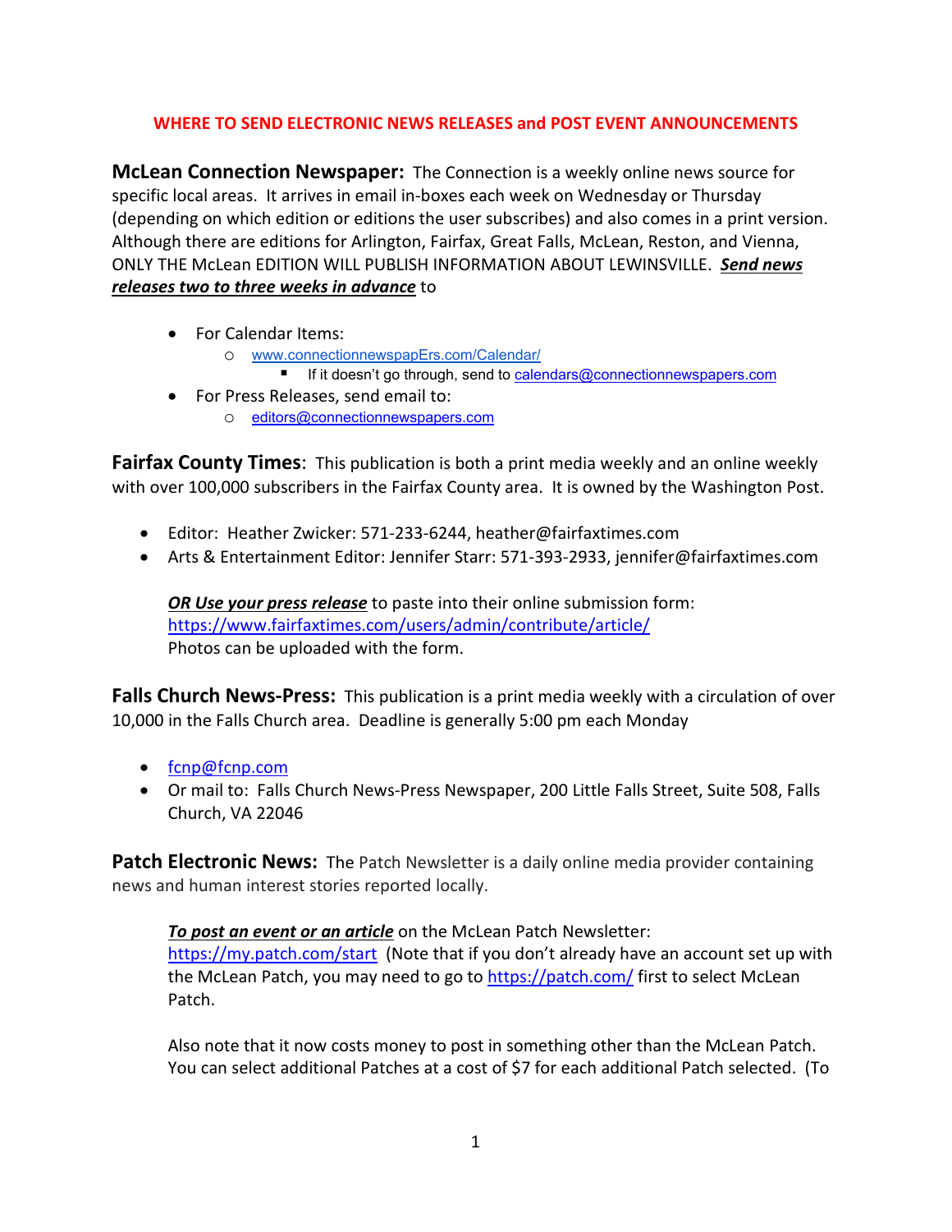**WHERE TO SEND ELECTRONIC NEWS RELEASES and POST EVENT ANNOUNCEMENTS**

**McLean Connection Newspaper:** The Connection is a weekly online news source for specific local areas. It arrives in email in-boxes each week on Wednesday or Thursday (depending on which edition or editions the user subscribes) and also comes in a print version. Although there are editions for Arlington, Fairfax, Great Falls, McLean, Reston, and Vienna, ONLY THE McLean EDITION WILL PUBLISH INFORMATION ABOUT LEWINSVILLE. ***Send news releases two to three weeks in advance*** to

- For Calendar Items:
  - www.connectionnewspapErs.com/Calendar/
    - If it doesn't go through, send to calendars@connectionnewspapers.com
- For Press Releases, send email to:
  - editors@connectionnewspapers.com

**Fairfax County Times**: This publication is both a print media weekly and an online weekly with over 100,000 subscribers in the Fairfax County area. It is owned by the Washington Post.

- Editor: Heather Zwicker: 571-233-6244, heather@fairfaxtimes.com
- Arts & Entertainment Editor: Jennifer Starr: 571-393-2933, jennifer@fairfaxtimes.com

***OR Use your press release*** to paste into their online submission form: https://www.fairfaxtimes.com/users/admin/contribute/article/
Photos can be uploaded with the form.

**Falls Church News-Press:** This publication is a print media weekly with a circulation of over 10,000 in the Falls Church area. Deadline is generally 5:00 pm each Monday

- fcnp@fcnp.com
- Or mail to: Falls Church News-Press Newspaper, 200 Little Falls Street, Suite 508, Falls Church, VA 22046

**Patch Electronic News:** The Patch Newsletter is a daily online media provider containing news and human interest stories reported locally.

***To post an event or an article*** on the McLean Patch Newsletter: https://my.patch.com/start (Note that if you don't already have an account set up with the McLean Patch, you may need to go to https://patch.com/ first to select McLean Patch.

Also note that it now costs money to post in something other than the McLean Patch. You can select additional Patches at a cost of $7 for each additional Patch selected. (To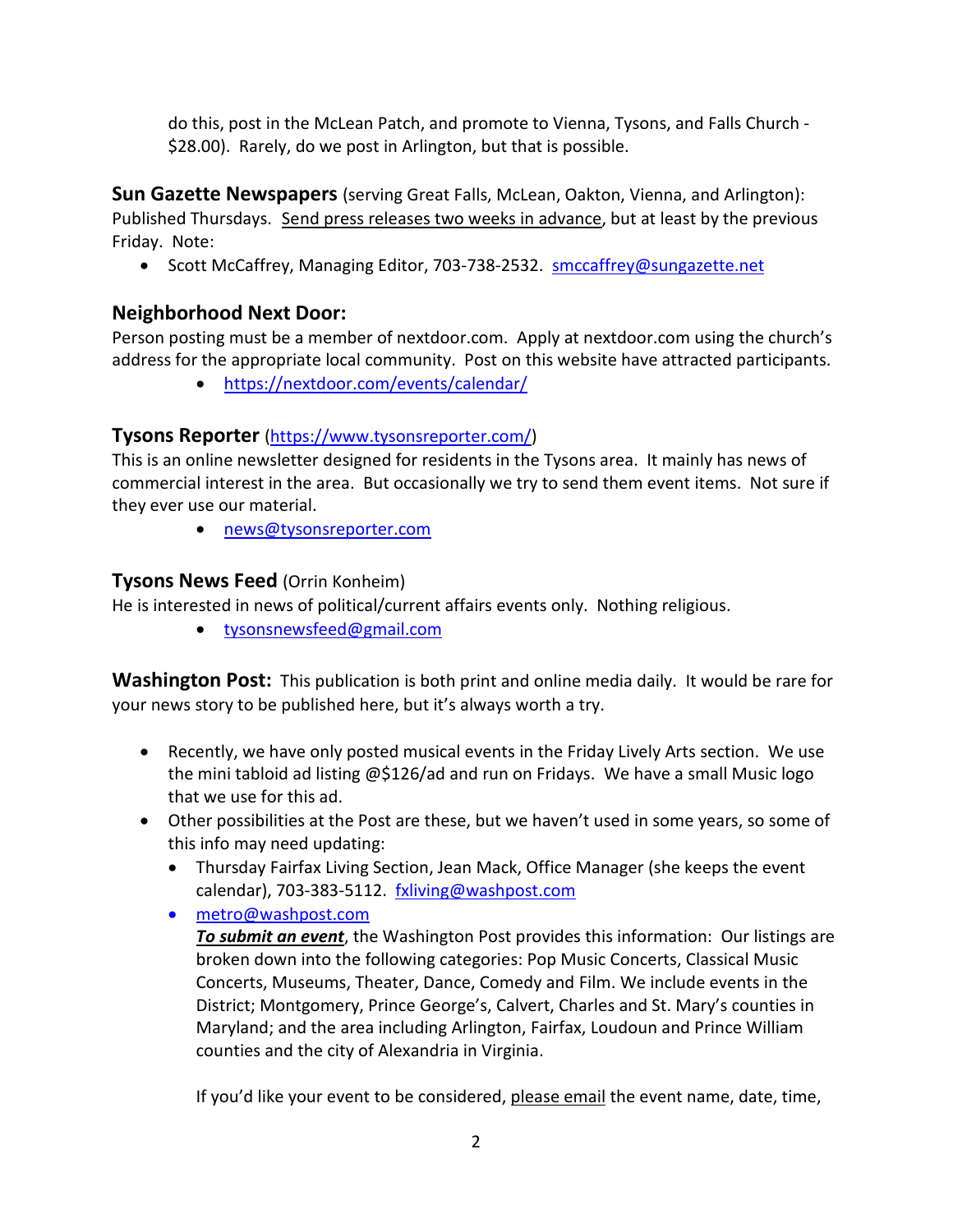do this, post in the McLean Patch, and promote to Vienna, Tysons, and Falls Church - $28.00). Rarely, do we post in Arlington, but that is possible.

**Sun Gazette Newspapers** (serving Great Falls, McLean, Oakton, Vienna, and Arlington): Published Thursdays. Send press releases two weeks in advance, but at least by the previous Friday. Note:

- Scott McCaffrey, Managing Editor, 703-738-2532. smccaffrey@sungazette.net

## Neighborhood Next Door:

Person posting must be a member of nextdoor.com. Apply at nextdoor.com using the church's address for the appropriate local community. Post on this website have attracted participants.

- https://nextdoor.com/events/calendar/

**Tysons Reporter** (https://www.tysonsreporter.com/)

This is an online newsletter designed for residents in the Tysons area. It mainly has news of commercial interest in the area. But occasionally we try to send them event items. Not sure if they ever use our material.

- news@tysonsreporter.com

**Tysons News Feed** (Orrin Konheim)

He is interested in news of political/current affairs events only. Nothing religious.

- tysonsnewsfeed@gmail.com

**Washington Post:** This publication is both print and online media daily. It would be rare for your news story to be published here, but it's always worth a try.

- Recently, we have only posted musical events in the Friday Lively Arts section. We use the mini tabloid ad listing @$126/ad and run on Fridays. We have a small Music logo that we use for this ad.
- Other possibilities at the Post are these, but we haven't used in some years, so some of this info may need updating:
  - Thursday Fairfax Living Section, Jean Mack, Office Manager (she keeps the event calendar), 703-383-5112. fxliving@washpost.com
  - metro@washpost.com

    ***To submit an event***, the Washington Post provides this information: Our listings are broken down into the following categories: Pop Music Concerts, Classical Music Concerts, Museums, Theater, Dance, Comedy and Film. We include events in the District; Montgomery, Prince George's, Calvert, Charles and St. Mary's counties in Maryland; and the area including Arlington, Fairfax, Loudoun and Prince William counties and the city of Alexandria in Virginia.

    If you'd like your event to be considered, please email the event name, date, time,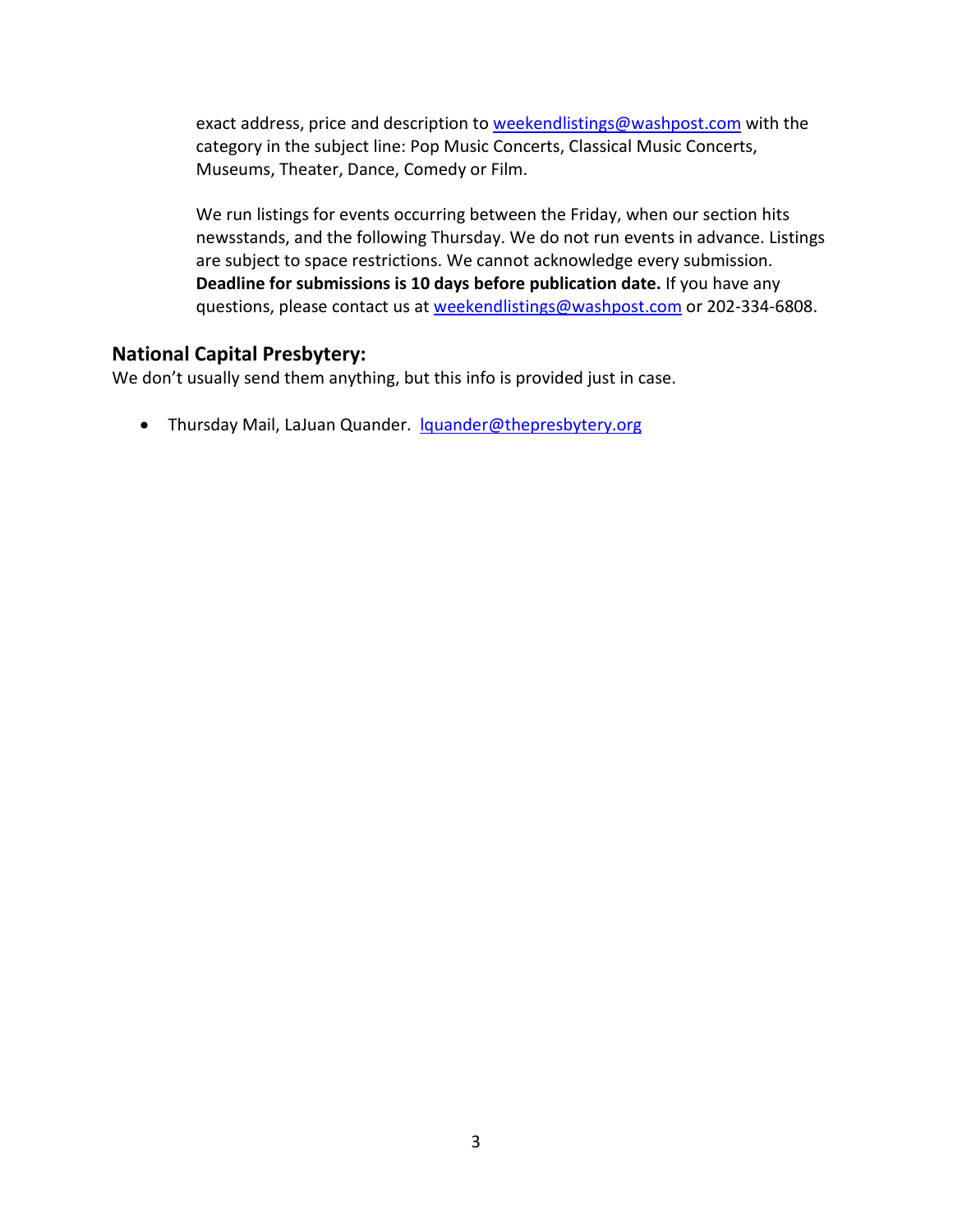exact address, price and description to weekendlistings@washpost.com with the category in the subject line: Pop Music Concerts, Classical Music Concerts, Museums, Theater, Dance, Comedy or Film.

We run listings for events occurring between the Friday, when our section hits newsstands, and the following Thursday. We do not run events in advance. Listings are subject to space restrictions. We cannot acknowledge every submission. **Deadline for submissions is 10 days before publication date.** If you have any questions, please contact us at weekendlistings@washpost.com or 202-334-6808.

## National Capital Presbytery:

We don't usually send them anything, but this info is provided just in case.

- Thursday Mail, LaJuan Quander. lquander@thepresbytery.org